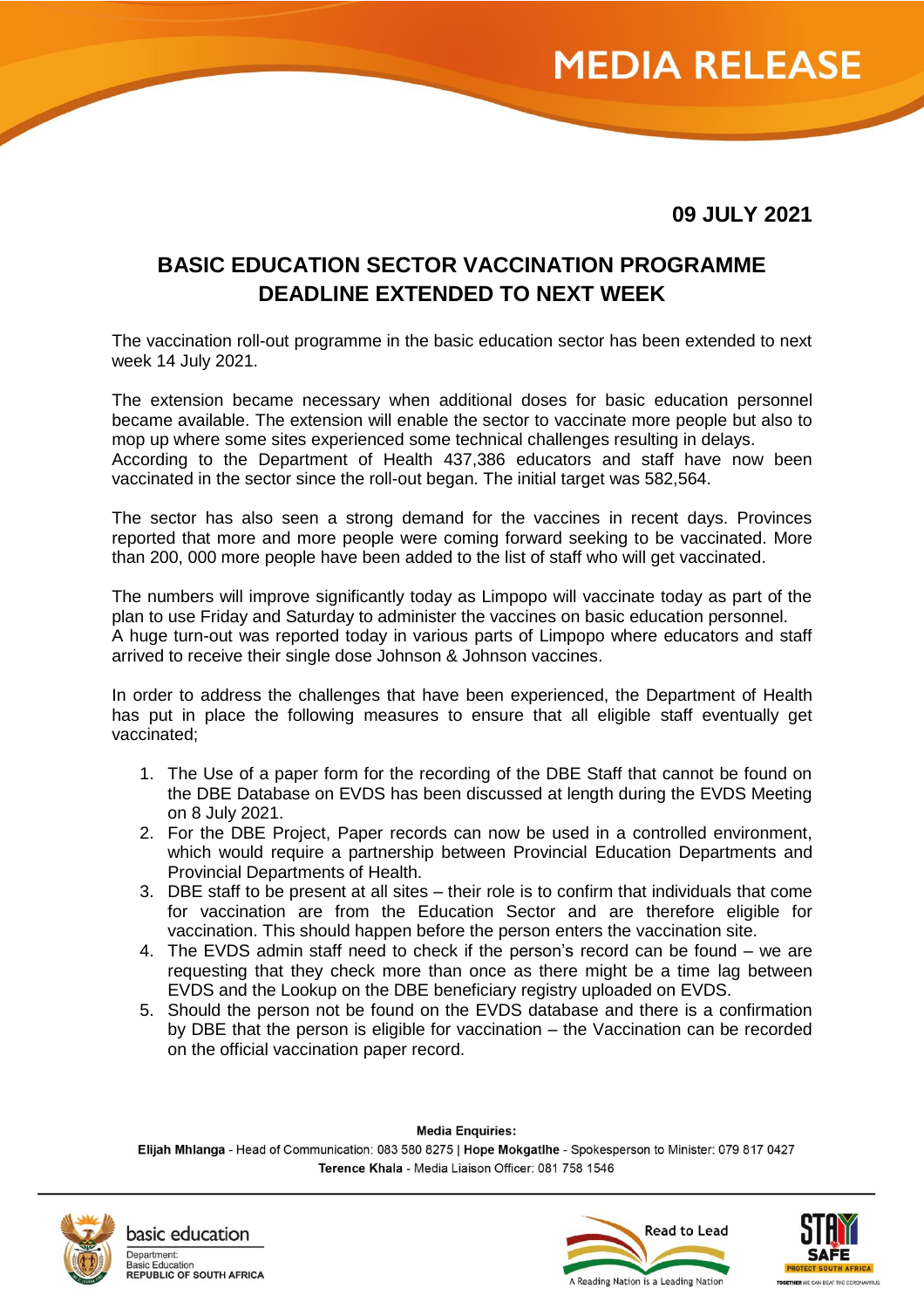# MEDIA RELEASE

**09 JULY 2021**

## BASIC EDUCATION SECTOR VACCINATION PROGRAMME DEADLINE EXTENDED TO NEXT WEEK

The vaccination roll-out programme in the basic education sector has been extended to next week 14 July 2021.

The extension became necessary when additional doses for basic education personnel became available. The extension will enable the sector to vaccinate more people but also to mop up where some sites experienced some technical challenges resulting in delays. According to the Department of Health 437,386 educators and staff have now been vaccinated in the sector since the roll-out began. The initial target was 582,564.

The sector has also seen a strong demand for the vaccines in recent days. Provinces reported that more and more people were coming forward seeking to be vaccinated. More than 200, 000 more people have been added to the list of staff who will get vaccinated.

The numbers will improve significantly today as Limpopo will vaccinate today as part of the plan to use Friday and Saturday to administer the vaccines on basic education personnel. A huge turn-out was reported today in various parts of Limpopo where educators and staff arrived to receive their single dose Johnson & Johnson vaccines.

In order to address the challenges that have been experienced, the Department of Health has put in place the following measures to ensure that all eligible staff eventually get vaccinated;

1. The Use of a paper form for the recording of the DBE Staff that cannot be found on the DBE Database on EVDS has been discussed at length during the EVDS Meeting on 8 July 2021.
2. For the DBE Project, Paper records can now be used in a controlled environment, which would require a partnership between Provincial Education Departments and Provincial Departments of Health.
3. DBE staff to be present at all sites – their role is to confirm that individuals that come for vaccination are from the Education Sector and are therefore eligible for vaccination. This should happen before the person enters the vaccination site.
4. The EVDS admin staff need to check if the person's record can be found – we are requesting that they check more than once as there might be a time lag between EVDS and the Lookup on the DBE beneficiary registry uploaded on EVDS.
5. Should the person not be found on the EVDS database and there is a confirmation by DBE that the person is eligible for vaccination – the Vaccination can be recorded on the official vaccination paper record.

**Media Enquiries:**

**Elijah Mhlanga** - Head of Communication: 083 580 8275 | **Hope Mokgatlhe** - Spokesperson to Minister: 079 817 0427

**Terence Khala** - Media Liaison Officer: 081 758 1546

basic education
Department:
Basic Education
**REPUBLIC OF SOUTH AFRICA**

Read to Lead
A Reading Nation is a Leading Nation

STAY SAFE
PROTECT SOUTH AFRICA
TOGETHER WE CAN BEAT THE CORONAVIRUS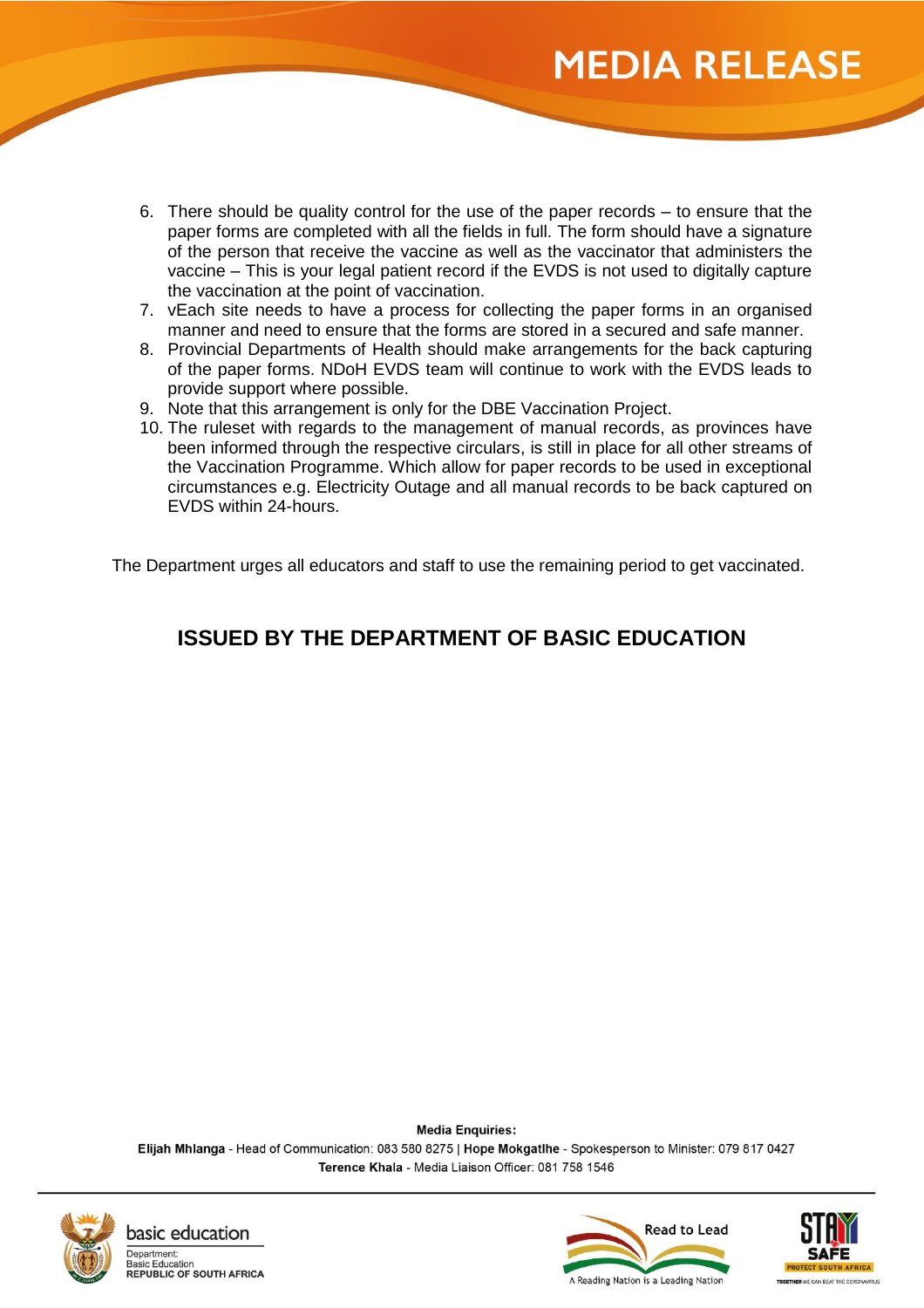6. There should be quality control for the use of the paper records – to ensure that the paper forms are completed with all the fields in full. The form should have a signature of the person that receive the vaccine as well as the vaccinator that administers the vaccine – This is your legal patient record if the EVDS is not used to digitally capture the vaccination at the point of vaccination.
7. vEach site needs to have a process for collecting the paper forms in an organised manner and need to ensure that the forms are stored in a secured and safe manner.
8. Provincial Departments of Health should make arrangements for the back capturing of the paper forms. NDoH EVDS team will continue to work with the EVDS leads to provide support where possible.
9. Note that this arrangement is only for the DBE Vaccination Project.
10. The ruleset with regards to the management of manual records, as provinces have been informed through the respective circulars, is still in place for all other streams of the Vaccination Programme. Which allow for paper records to be used in exceptional circumstances e.g. Electricity Outage and all manual records to be back captured on EVDS within 24-hours.

The Department urges all educators and staff to use the remaining period to get vaccinated.

## ISSUED BY THE DEPARTMENT OF BASIC EDUCATION

**Media Enquiries:**

**Elijah Mhlanga** - Head of Communication: 083 580 8275 | **Hope Mokgatlhe** - Spokesperson to Minister: 079 817 0427

**Terence Khala** - Media Liaison Officer: 081 758 1546